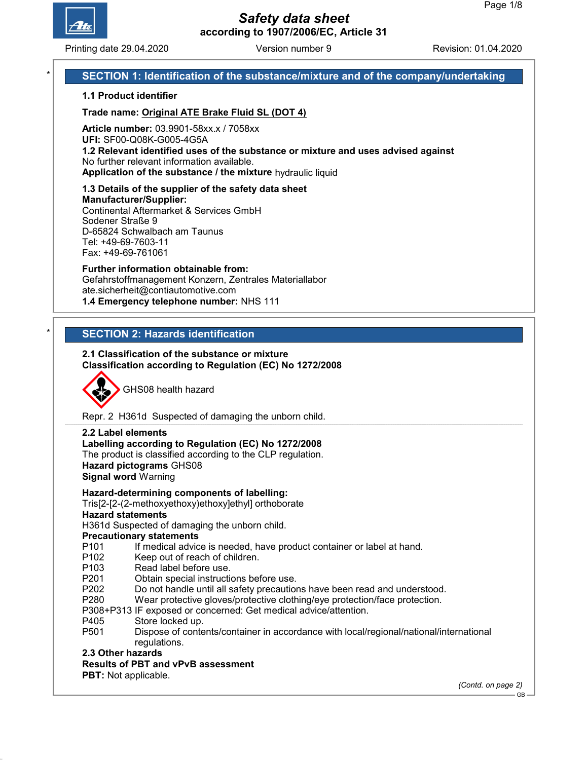# Safety data sheet

according to 1907/2006/EC, Article 31

Printing date 29.04.2020 | Version number 9 | Revision: 01.04.2020

## SECTION 1: Identification of the substance/mixture and of the company/undertaking

**1.1 Product identifier**

**Trade name: Original ATE Brake Fluid SL (DOT 4)**

**Article number:** 03.9901-58xx.x / 7058xx
**UFI:** SF00-Q08K-G005-4G5A
**1.2 Relevant identified uses of the substance or mixture and uses advised against**
No further relevant information available.
**Application of the substance / the mixture** hydraulic liquid

**1.3 Details of the supplier of the safety data sheet**
**Manufacturer/Supplier:**
Continental Aftermarket & Services GmbH
Sodener Straße 9
D-65824 Schwalbach am Taunus
Tel: +49-69-7603-11
Fax: +49-69-761061

**Further information obtainable from:**
Gefahrstoffmanagement Konzern, Zentrales Materiallabor
ate.sicherheit@contiautomotive.com
**1.4 Emergency telephone number:** NHS 111

## SECTION 2: Hazards identification

**2.1 Classification of the substance or mixture**
**Classification according to Regulation (EC) No 1272/2008**

GHS08 health hazard

Repr. 2 H361d Suspected of damaging the unborn child.

**2.2 Label elements**
**Labelling according to Regulation (EC) No 1272/2008**
The product is classified according to the CLP regulation.
**Hazard pictograms** GHS08
**Signal word** Warning

**Hazard-determining components of labelling:**
Tris[2-[2-(2-methoxyethoxy)ethoxy]ethyl] orthoborate
**Hazard statements**
H361d Suspected of damaging the unborn child.
**Precautionary statements**
P101 If medical advice is needed, have product container or label at hand.
P102 Keep out of reach of children.
P103 Read label before use.
P201 Obtain special instructions before use.
P202 Do not handle until all safety precautions have been read and understood.
P280 Wear protective gloves/protective clothing/eye protection/face protection.
P308+P313 IF exposed or concerned: Get medical advice/attention.
P405 Store locked up.
P501 Dispose of contents/container in accordance with local/regional/national/international regulations.
**2.3 Other hazards**
**Results of PBT and vPvB assessment**
**PBT:** Not applicable.

*(Contd. on page 2)*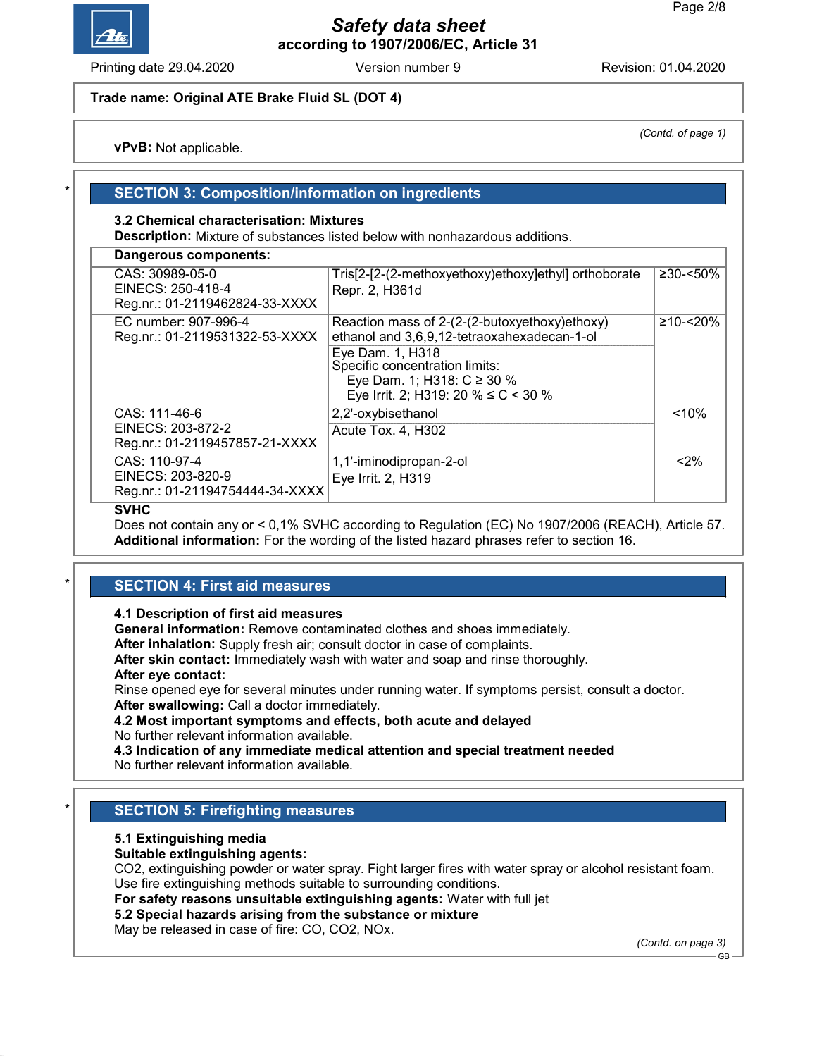*(Contd. of page 1)*

**vPvB:** Not applicable.

## SECTION 3: Composition/information on ingredients

**3.2 Chemical characterisation: Mixtures**

**Description:** Mixture of substances listed below with nonhazardous additions.

**Dangerous components:**

| Identifiers | Component / Classification | Concentration |
|---|---|---|
| CAS: 30989-05-0<br>EINECS: 250-418-4<br>Reg.nr.: 01-2119462824-33-XXXX | Tris[2-[2-(2-methoxyethoxy)ethoxy]ethyl] orthoborate<br>Repr. 2, H361d | ≥30-<50% |
| EC number: 907-996-4<br>Reg.nr.: 01-2119531322-53-XXXX | Reaction mass of 2-(2-(2-butoxyethoxy)ethoxy) ethanol and 3,6,9,12-tetraoxahexadecan-1-ol<br>Eye Dam. 1, H318<br>Specific concentration limits:<br>Eye Dam. 1; H318: C ≥ 30 %<br>Eye Irrit. 2; H319: 20 % ≤ C < 30 % | ≥10-<20% |
| CAS: 111-46-6<br>EINECS: 203-872-2<br>Reg.nr.: 01-2119457857-21-XXXX | 2,2'-oxybisethanol<br>Acute Tox. 4, H302 | <10% |
| CAS: 110-97-4<br>EINECS: 203-820-9<br>Reg.nr.: 01-21194754444-34-XXXX | 1,1'-iminodipropan-2-ol<br>Eye Irrit. 2, H319 | <2% |

**SVHC**

Does not contain any or < 0,1% SVHC according to Regulation (EC) No 1907/2006 (REACH), Article 57.

**Additional information:** For the wording of the listed hazard phrases refer to section 16.

## SECTION 4: First aid measures

**4.1 Description of first aid measures**

**General information:** Remove contaminated clothes and shoes immediately.

**After inhalation:** Supply fresh air; consult doctor in case of complaints.

**After skin contact:** Immediately wash with water and soap and rinse thoroughly.

**After eye contact:**

Rinse opened eye for several minutes under running water. If symptoms persist, consult a doctor.

**After swallowing:** Call a doctor immediately.

**4.2 Most important symptoms and effects, both acute and delayed**

No further relevant information available.

**4.3 Indication of any immediate medical attention and special treatment needed**

No further relevant information available.

## SECTION 5: Firefighting measures

**5.1 Extinguishing media**

**Suitable extinguishing agents:**

$CO_2$, extinguishing powder or water spray. Fight larger fires with water spray or alcohol resistant foam. Use fire extinguishing methods suitable to surrounding conditions.

**For safety reasons unsuitable extinguishing agents:** Water with full jet

**5.2 Special hazards arising from the substance or mixture**

May be released in case of fire: CO, $CO_2$, $NO_x$.

*(Contd. on page 3)*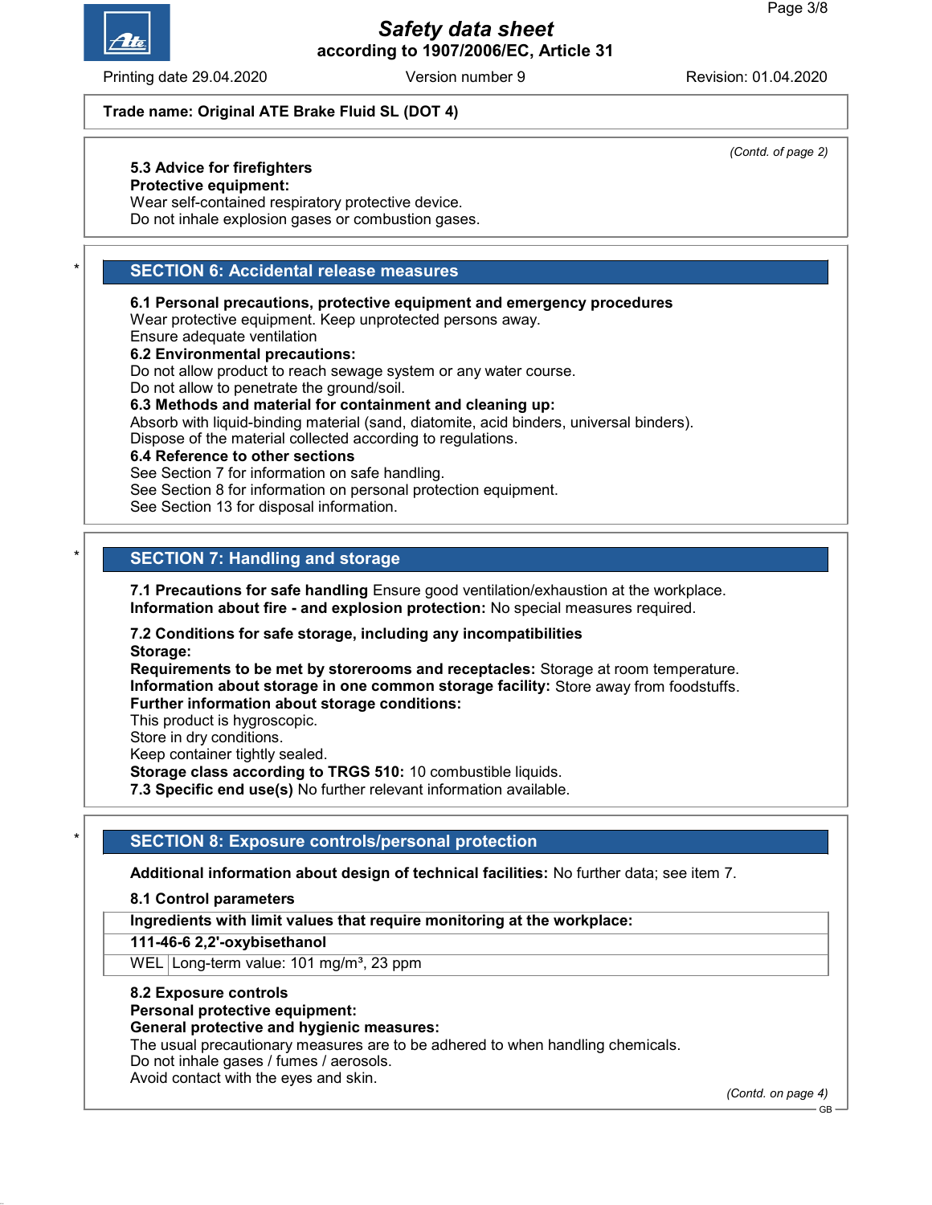Trade name: Original ATE Brake Fluid SL (DOT 4)

*(Contd. of page 2)*

**5.3 Advice for firefighters**
**Protective equipment:**
Wear self-contained respiratory protective device.
Do not inhale explosion gases or combustion gases.

## SECTION 6: Accidental release measures

**6.1 Personal precautions, protective equipment and emergency procedures**
Wear protective equipment. Keep unprotected persons away.
Ensure adequate ventilation
**6.2 Environmental precautions:**
Do not allow product to reach sewage system or any water course.
Do not allow to penetrate the ground/soil.
**6.3 Methods and material for containment and cleaning up:**
Absorb with liquid-binding material (sand, diatomite, acid binders, universal binders).
Dispose of the material collected according to regulations.
**6.4 Reference to other sections**
See Section 7 for information on safe handling.
See Section 8 for information on personal protection equipment.
See Section 13 for disposal information.

## SECTION 7: Handling and storage

**7.1 Precautions for safe handling** Ensure good ventilation/exhaustion at the workplace.
**Information about fire - and explosion protection:** No special measures required.

**7.2 Conditions for safe storage, including any incompatibilities**
**Storage:**
**Requirements to be met by storerooms and receptacles:** Storage at room temperature.
**Information about storage in one common storage facility:** Store away from foodstuffs.
**Further information about storage conditions:**
This product is hygroscopic.
Store in dry conditions.
Keep container tightly sealed.
**Storage class according to TRGS 510:** 10 combustible liquids.
**7.3 Specific end use(s)** No further relevant information available.

## SECTION 8: Exposure controls/personal protection

**Additional information about design of technical facilities:** No further data; see item 7.

**8.1 Control parameters**

| **Ingredients with limit values that require monitoring at the workplace:** | |
|---|---|
| **111-46-6 2,2'-oxybisethanol** | |
| WEL | Long-term value: 101 mg/m³, 23 ppm |

**8.2 Exposure controls**
**Personal protective equipment:**
**General protective and hygienic measures:**
The usual precautionary measures are to be adhered to when handling chemicals.
Do not inhale gases / fumes / aerosols.
Avoid contact with the eyes and skin.

*(Contd. on page 4)*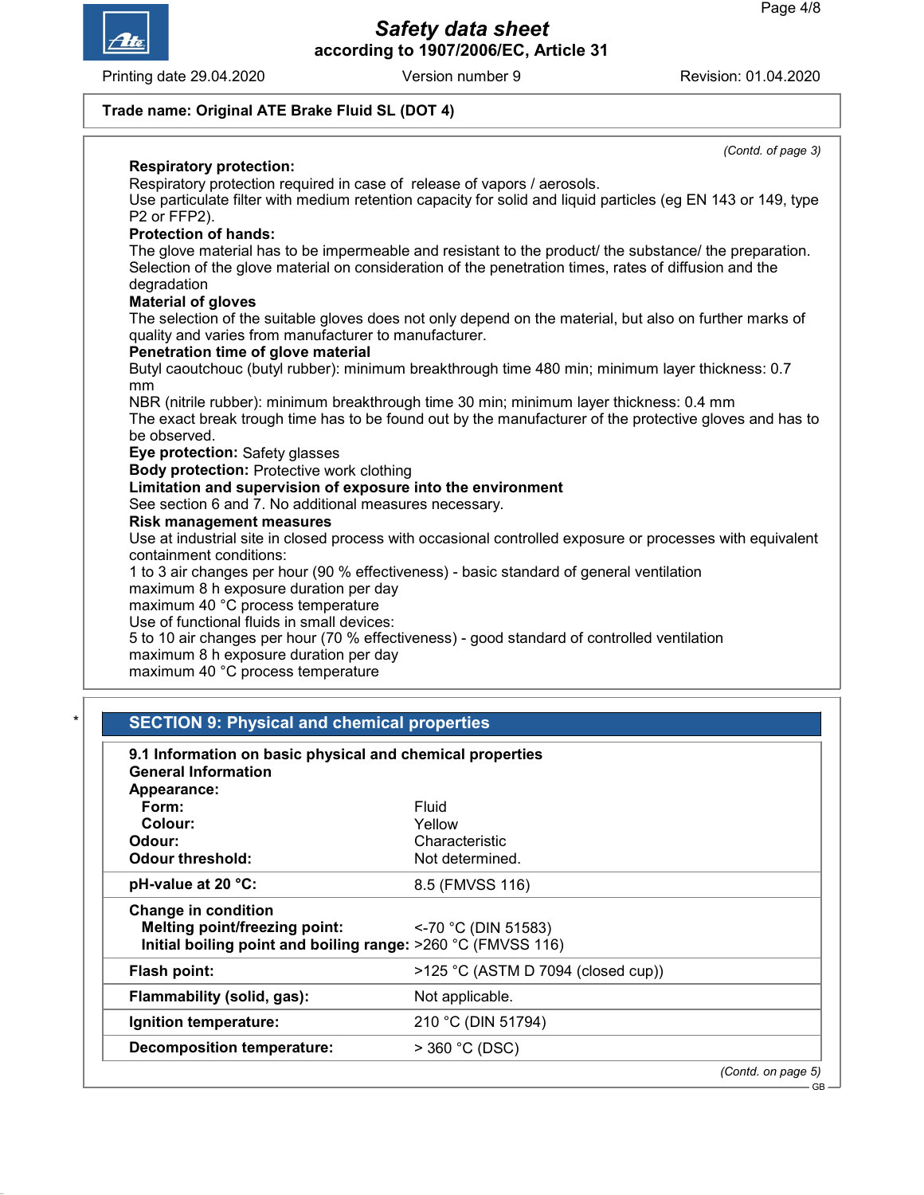*(Contd. of page 3)*

**Respiratory protection:**
Respiratory protection required in case of release of vapors / aerosols.
Use particulate filter with medium retention capacity for solid and liquid particles (eg EN 143 or 149, type P2 or FFP2).

**Protection of hands:**
The glove material has to be impermeable and resistant to the product/ the substance/ the preparation.
Selection of the glove material on consideration of the penetration times, rates of diffusion and the degradation

**Material of gloves**
The selection of the suitable gloves does not only depend on the material, but also on further marks of quality and varies from manufacturer to manufacturer.

**Penetration time of glove material**
Butyl caoutchouc (butyl rubber): minimum breakthrough time 480 min; minimum layer thickness: 0.7 mm
NBR (nitrile rubber): minimum breakthrough time 30 min; minimum layer thickness: 0.4 mm
The exact break trough time has to be found out by the manufacturer of the protective gloves and has to be observed.

**Eye protection:** Safety glasses

**Body protection:** Protective work clothing

**Limitation and supervision of exposure into the environment**
See section 6 and 7. No additional measures necessary.

**Risk management measures**
Use at industrial site in closed process with occasional controlled exposure or processes with equivalent containment conditions:
1 to 3 air changes per hour (90 % effectiveness) - basic standard of general ventilation
maximum 8 h exposure duration per day
maximum 40 °C process temperature
Use of functional fluids in small devices:
5 to 10 air changes per hour (70 % effectiveness) - good standard of controlled ventilation
maximum 8 h exposure duration per day
maximum 40 °C process temperature

*

## SECTION 9: Physical and chemical properties

**9.1 Information on basic physical and chemical properties**

**General Information**

| | |
|---|---|
| **Appearance:** | |
| **Form:** | Fluid |
| **Colour:** | Yellow |
| **Odour:** | Characteristic |
| **Odour threshold:** | Not determined. |
| **pH-value at 20 °C:** | 8.5 (FMVSS 116) |
| **Change in condition** | |
| **Melting point/freezing point:** | <-70 °C (DIN 51583) |
| **Initial boiling point and boiling range:** | >260 °C (FMVSS 116) |
| **Flash point:** | >125 °C (ASTM D 7094 (closed cup)) |
| **Flammability (solid, gas):** | Not applicable. |
| **Ignition temperature:** | 210 °C (DIN 51794) |
| **Decomposition temperature:** | > 360 °C (DSC) |

*(Contd. on page 5)*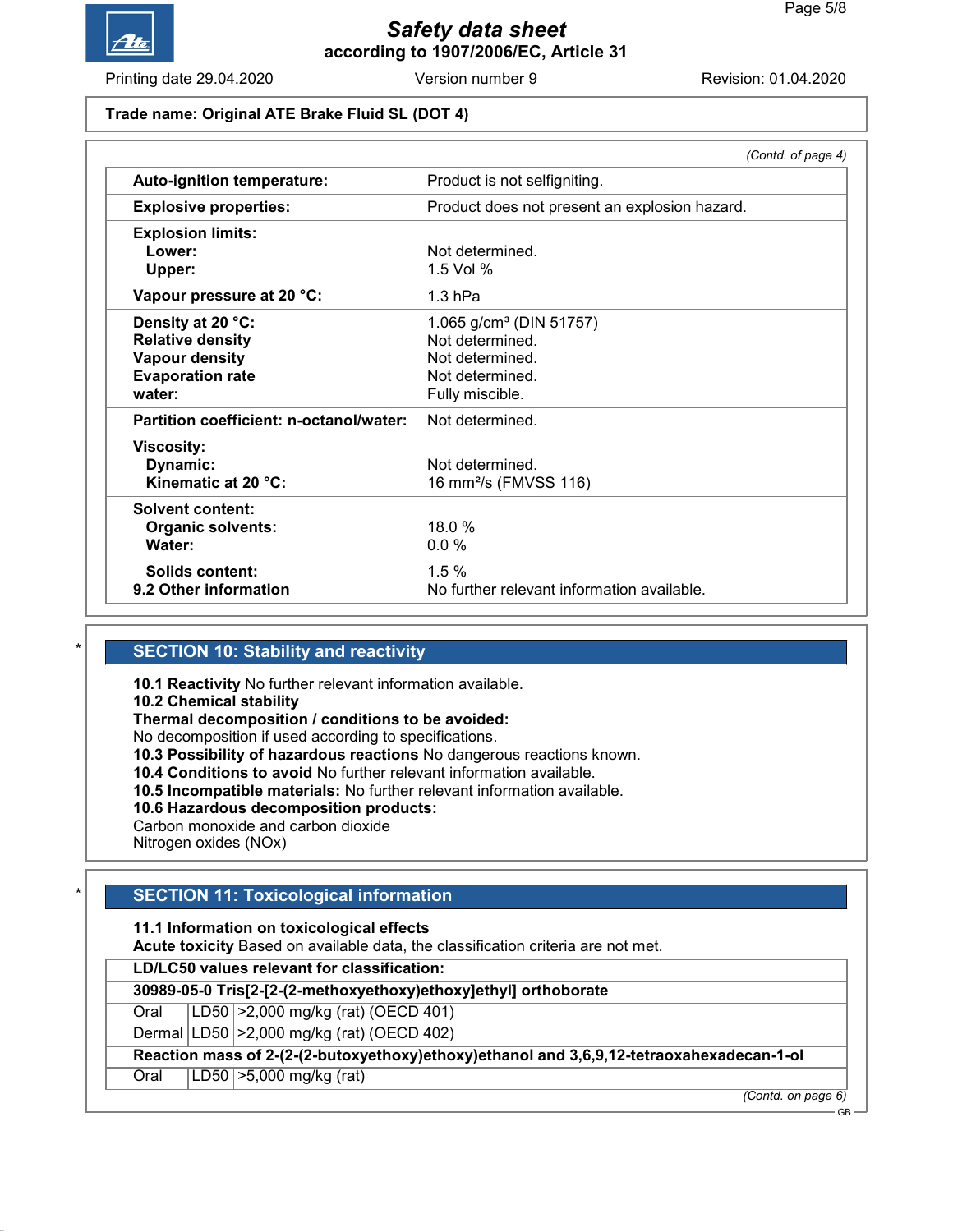**Trade name: Original ATE Brake Fluid SL (DOT 4)**

*(Contd. of page 4)*

| | |
|---|---|
| **Auto-ignition temperature:** | Product is not selfigniting. |
| **Explosive properties:** | Product does not present an explosion hazard. |
| **Explosion limits:** | |
| **Lower:** | Not determined. |
| **Upper:** | 1.5 Vol % |
| **Vapour pressure at 20 °C:** | 1.3 hPa |
| **Density at 20 °C:** | 1.065 g/cm³ (DIN 51757) |
| **Relative density** | Not determined. |
| **Vapour density** | Not determined. |
| **Evaporation rate** | Not determined. |
| **water:** | Fully miscible. |
| **Partition coefficient: n-octanol/water:** | Not determined. |
| **Viscosity:** | |
| **Dynamic:** | Not determined. |
| **Kinematic at 20 °C:** | 16 mm²/s (FMVSS 116) |
| **Solvent content:** | |
| **Organic solvents:** | 18.0 % |
| **Water:** | 0.0 % |
| **Solids content:** | 1.5 % |
| **9.2 Other information** | No further relevant information available. |

\*

## SECTION 10: Stability and reactivity

**10.1 Reactivity** No further relevant information available.
**10.2 Chemical stability**
**Thermal decomposition / conditions to be avoided:**
No decomposition if used according to specifications.
**10.3 Possibility of hazardous reactions** No dangerous reactions known.
**10.4 Conditions to avoid** No further relevant information available.
**10.5 Incompatible materials:** No further relevant information available.
**10.6 Hazardous decomposition products:**
Carbon monoxide and carbon dioxide
Nitrogen oxides (NOx)

\*

## SECTION 11: Toxicological information

**11.1 Information on toxicological effects**
**Acute toxicity** Based on available data, the classification criteria are not met.

| **LD/LC50 values relevant for classification:** | | |
|---|---|---|
| **30989-05-0 Tris[2-[2-(2-methoxyethoxy)ethoxy]ethyl] orthoborate** | | |
| Oral | LD50 | >2,000 mg/kg (rat) (OECD 401) |
| Dermal | LD50 | >2,000 mg/kg (rat) (OECD 402) |
| **Reaction mass of 2-(2-(2-butoxyethoxy)ethoxy)ethanol and 3,6,9,12-tetraoxahexadecan-1-ol** | | |
| Oral | LD50 | >5,000 mg/kg (rat) |

*(Contd. on page 6)*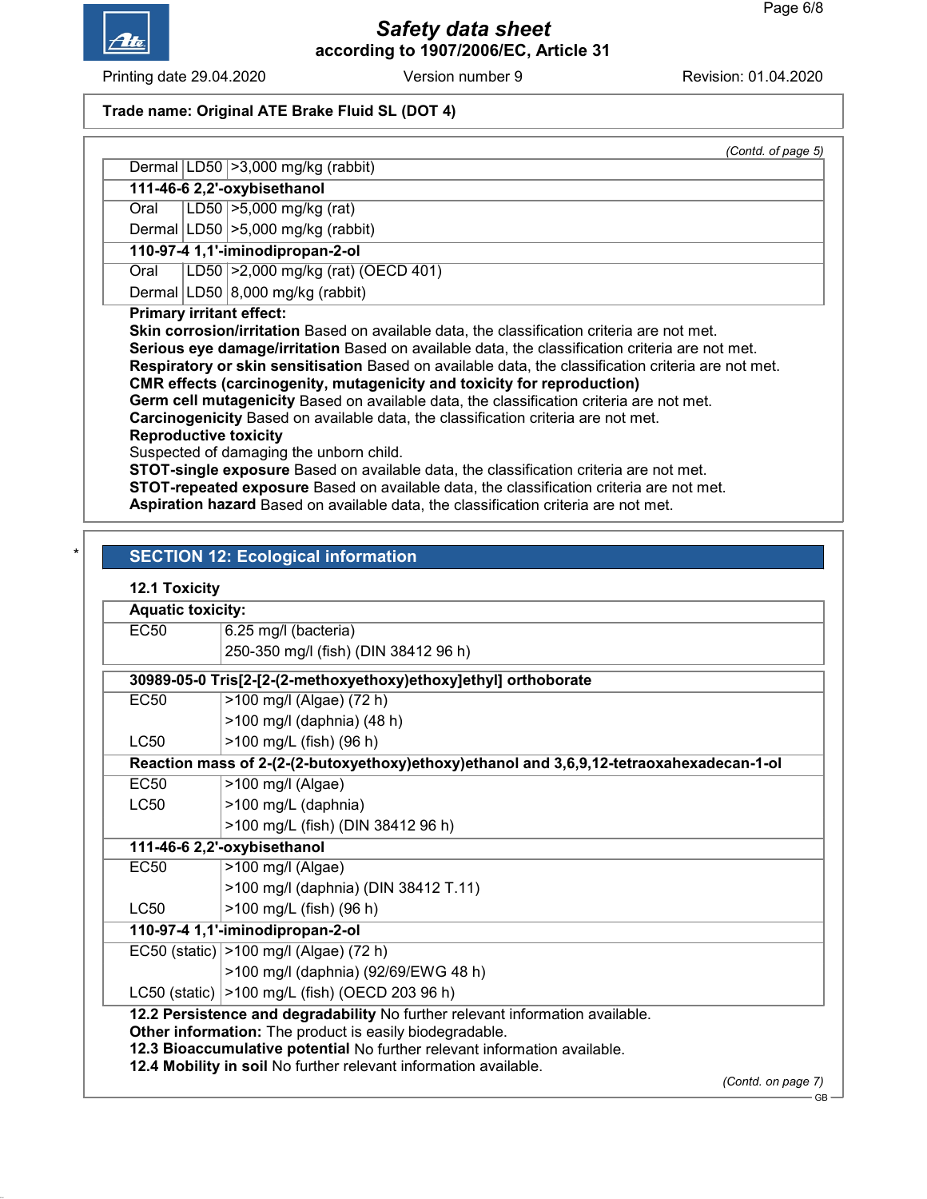**Trade name: Original ATE Brake Fluid SL (DOT 4)**

*(Contd. of page 5)*

| | | |
|---|---|---|
| Dermal | LD50 | >3,000 mg/kg (rabbit) |
| **111-46-6 2,2'-oxybisethanol** | | |
| Oral | LD50 | >5,000 mg/kg (rat) |
| Dermal | LD50 | >5,000 mg/kg (rabbit) |
| **110-97-4 1,1'-iminodipropan-2-ol** | | |
| Oral | LD50 | >2,000 mg/kg (rat) (OECD 401) |
| Dermal | LD50 | 8,000 mg/kg (rabbit) |

**Primary irritant effect:**
**Skin corrosion/irritation** Based on available data, the classification criteria are not met.
**Serious eye damage/irritation** Based on available data, the classification criteria are not met.
**Respiratory or skin sensitisation** Based on available data, the classification criteria are not met.
**CMR effects (carcinogenity, mutagenicity and toxicity for reproduction)**
**Germ cell mutagenicity** Based on available data, the classification criteria are not met.
**Carcinogenicity** Based on available data, the classification criteria are not met.
**Reproductive toxicity**
Suspected of damaging the unborn child.
**STOT-single exposure** Based on available data, the classification criteria are not met.
**STOT-repeated exposure** Based on available data, the classification criteria are not met.
**Aspiration hazard** Based on available data, the classification criteria are not met.

## SECTION 12: Ecological information

**12.1 Toxicity**

| **Aquatic toxicity:** | |
|---|---|
| EC50 | 6.25 mg/l (bacteria) |
| | 250-350 mg/l (fish) (DIN 38412 96 h) |

| | |
|---|---|
| **30989-05-0 Tris[2-[2-(2-methoxyethoxy)ethoxy]ethyl] orthoborate** | |
| EC50 | >100 mg/l (Algae) (72 h) |
| | >100 mg/l (daphnia) (48 h) |
| LC50 | >100 mg/L (fish) (96 h) |
| **Reaction mass of 2-(2-(2-butoxyethoxy)ethoxy)ethanol and 3,6,9,12-tetraoxahexadecan-1-ol** | |
| EC50 | >100 mg/l (Algae) |
| LC50 | >100 mg/L (daphnia) |
| | >100 mg/L (fish) (DIN 38412 96 h) |
| **111-46-6 2,2'-oxybisethanol** | |
| EC50 | >100 mg/l (Algae) |
| | >100 mg/l (daphnia) (DIN 38412 T.11) |
| LC50 | >100 mg/L (fish) (96 h) |
| **110-97-4 1,1'-iminodipropan-2-ol** | |
| EC50 (static) | >100 mg/l (Algae) (72 h) |
| | >100 mg/l (daphnia) (92/69/EWG 48 h) |
| LC50 (static) | >100 mg/L (fish) (OECD 203 96 h) |

**12.2 Persistence and degradability** No further relevant information available.
**Other information:** The product is easily biodegradable.
**12.3 Bioaccumulative potential** No further relevant information available.
**12.4 Mobility in soil** No further relevant information available.

*(Contd. on page 7)*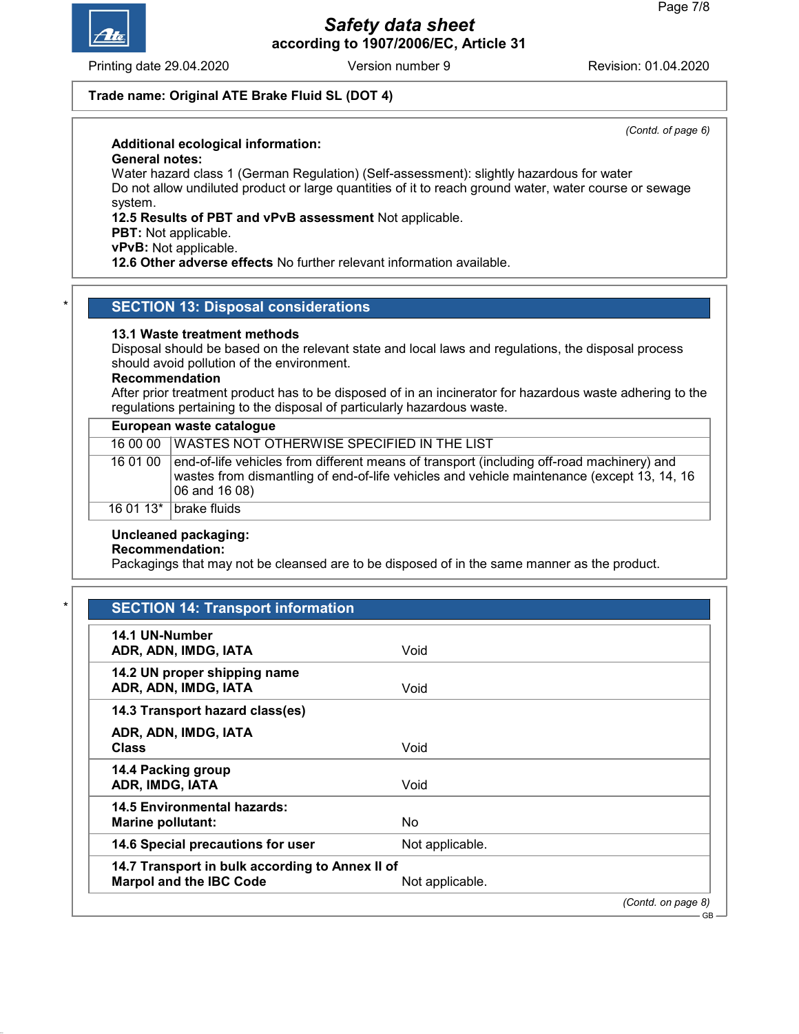(Contd. of page 6)

**Additional ecological information:**

**General notes:**

Water hazard class 1 (German Regulation) (Self-assessment): slightly hazardous for water

Do not allow undiluted product or large quantities of it to reach ground water, water course or sewage system.

**12.5 Results of PBT and vPvB assessment** Not applicable.

**PBT:** Not applicable.

**vPvB:** Not applicable.

**12.6 Other adverse effects** No further relevant information available.

## SECTION 13: Disposal considerations

**13.1 Waste treatment methods**

Disposal should be based on the relevant state and local laws and regulations, the disposal process should avoid pollution of the environment.

**Recommendation**

After prior treatment product has to be disposed of in an incinerator for hazardous waste adhering to the regulations pertaining to the disposal of particularly hazardous waste.

| European waste catalogue | |
|---|---|
| 16 00 00 | WASTES NOT OTHERWISE SPECIFIED IN THE LIST |
| 16 01 00 | end-of-life vehicles from different means of transport (including off-road machinery) and wastes from dismantling of end-of-life vehicles and vehicle maintenance (except 13, 14, 16 06 and 16 08) |
| 16 01 13* | brake fluids |

**Uncleaned packaging:**

**Recommendation:**

Packagings that may not be cleansed are to be disposed of in the same manner as the product.

## SECTION 14: Transport information

| | |
|---|---|
| **14.1 UN-Number**<br>**ADR, ADN, IMDG, IATA** | Void |
| **14.2 UN proper shipping name**<br>**ADR, ADN, IMDG, IATA** | Void |
| **14.3 Transport hazard class(es)**<br>**ADR, ADN, IMDG, IATA**<br>**Class** | Void |
| **14.4 Packing group**<br>**ADR, IMDG, IATA** | Void |
| **14.5 Environmental hazards:**<br>**Marine pollutant:** | No |
| **14.6 Special precautions for user** | Not applicable. |
| **14.7 Transport in bulk according to Annex II of Marpol and the IBC Code** | Not applicable. |

(Contd. on page 8)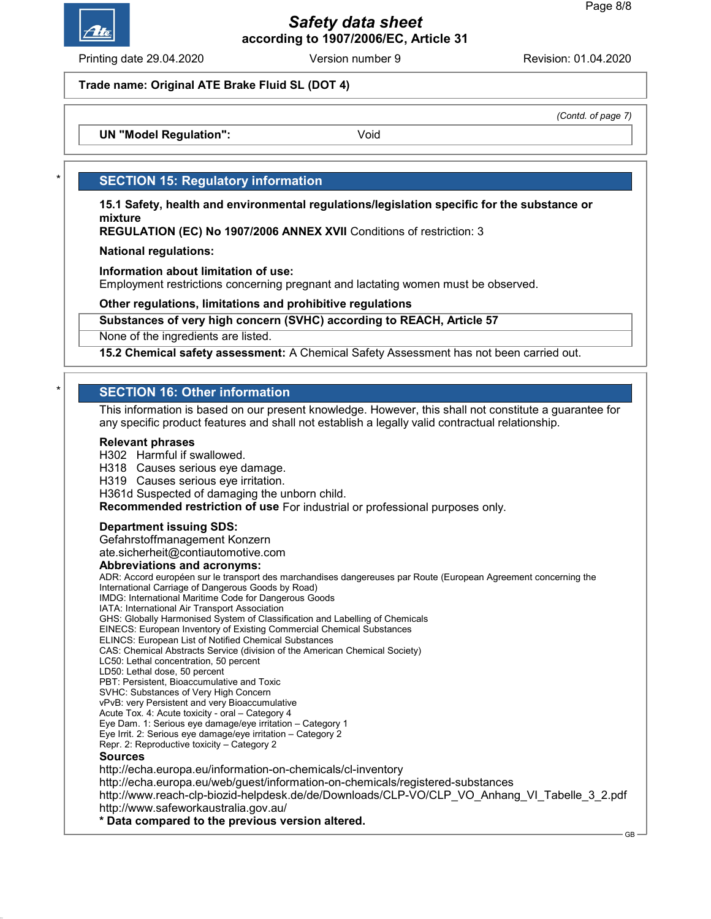(Contd. of page 7)

| | |
|---|---|
| **UN "Model Regulation":** | Void |

\*

## SECTION 15: Regulatory information

**15.1 Safety, health and environmental regulations/legislation specific for the substance or mixture**
**REGULATION (EC) No 1907/2006 ANNEX XVII** Conditions of restriction: 3

**National regulations:**

**Information about limitation of use:**
Employment restrictions concerning pregnant and lactating women must be observed.

**Other regulations, limitations and prohibitive regulations**

| **Substances of very high concern (SVHC) according to REACH, Article 57** |
|---|
| None of the ingredients are listed. |

**15.2 Chemical safety assessment:** A Chemical Safety Assessment has not been carried out.

\*

## SECTION 16: Other information

This information is based on our present knowledge. However, this shall not constitute a guarantee for any specific product features and shall not establish a legally valid contractual relationship.

**Relevant phrases**
H302 Harmful if swallowed.
H318 Causes serious eye damage.
H319 Causes serious eye irritation.
H361d Suspected of damaging the unborn child.
**Recommended restriction of use** For industrial or professional purposes only.

**Department issuing SDS:**
Gefahrstoffmanagement Konzern
ate.sicherheit@contiautomotive.com
**Abbreviations and acronyms:**
ADR: Accord européen sur le transport des marchandises dangereuses par Route (European Agreement concerning the International Carriage of Dangerous Goods by Road)
IMDG: International Maritime Code for Dangerous Goods
IATA: International Air Transport Association
GHS: Globally Harmonised System of Classification and Labelling of Chemicals
EINECS: European Inventory of Existing Commercial Chemical Substances
ELINCS: European List of Notified Chemical Substances
CAS: Chemical Abstracts Service (division of the American Chemical Society)
LC50: Lethal concentration, 50 percent
LD50: Lethal dose, 50 percent
PBT: Persistent, Bioaccumulative and Toxic
SVHC: Substances of Very High Concern
vPvB: very Persistent and very Bioaccumulative
Acute Tox. 4: Acute toxicity - oral – Category 4
Eye Dam. 1: Serious eye damage/eye irritation – Category 1
Eye Irrit. 2: Serious eye damage/eye irritation – Category 2
Repr. 2: Reproductive toxicity – Category 2
**Sources**
http://echa.europa.eu/information-on-chemicals/cl-inventory
http://echa.europa.eu/web/guest/information-on-chemicals/registered-substances
http://www.reach-clp-biozid-helpdesk.de/de/Downloads/CLP-VO/CLP_VO_Anhang_VI_Tabelle_3_2.pdf
http://www.safeworkaustralia.gov.au/
**\* Data compared to the previous version altered.**